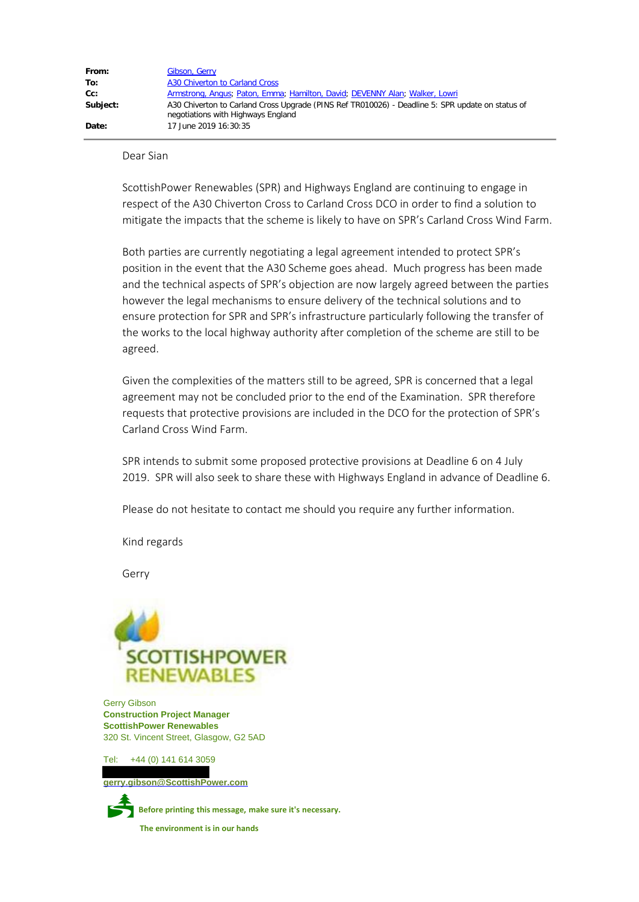| | |
|---|---|
| **From:** | Gibson, Gerry |
| **To:** | A30 Chiverton to Carland Cross |
| **Cc:** | Armstrong, Angus; Paton, Emma; Hamilton, David; DEVENNY Alan; Walker, Lowri |
| **Subject:** | A30 Chiverton to Carland Cross Upgrade (PINS Ref TR010026) - Deadline 5: SPR update on status of negotiations with Highways England |
| **Date:** | 17 June 2019 16:30:35 |

Dear Sian

ScottishPower Renewables (SPR) and Highways England are continuing to engage in respect of the A30 Chiverton Cross to Carland Cross DCO in order to find a solution to mitigate the impacts that the scheme is likely to have on SPR's Carland Cross Wind Farm.

Both parties are currently negotiating a legal agreement intended to protect SPR's position in the event that the A30 Scheme goes ahead. Much progress has been made and the technical aspects of SPR's objection are now largely agreed between the parties however the legal mechanisms to ensure delivery of the technical solutions and to ensure protection for SPR and SPR's infrastructure particularly following the transfer of the works to the local highway authority after completion of the scheme are still to be agreed.

Given the complexities of the matters still to be agreed, SPR is concerned that a legal agreement may not be concluded prior to the end of the Examination. SPR therefore requests that protective provisions are included in the DCO for the protection of SPR's Carland Cross Wind Farm.

SPR intends to submit some proposed protective provisions at Deadline 6 on 4 July 2019. SPR will also seek to share these with Highways England in advance of Deadline 6.

Please do not hesitate to contact me should you require any further information.

Kind regards

Gerry

SCOTTISHPOWER RENEWABLES

Gerry Gibson
**Construction Project Manager**
**ScottishPower Renewables**
320 St. Vincent Street, Glasgow, G2 5AD

Tel: +44 (0) 141 614 3059

**gerry.gibson@ScottishPower.com**

**Before printing this message, make sure it's necessary.**

**The environment is in our hands**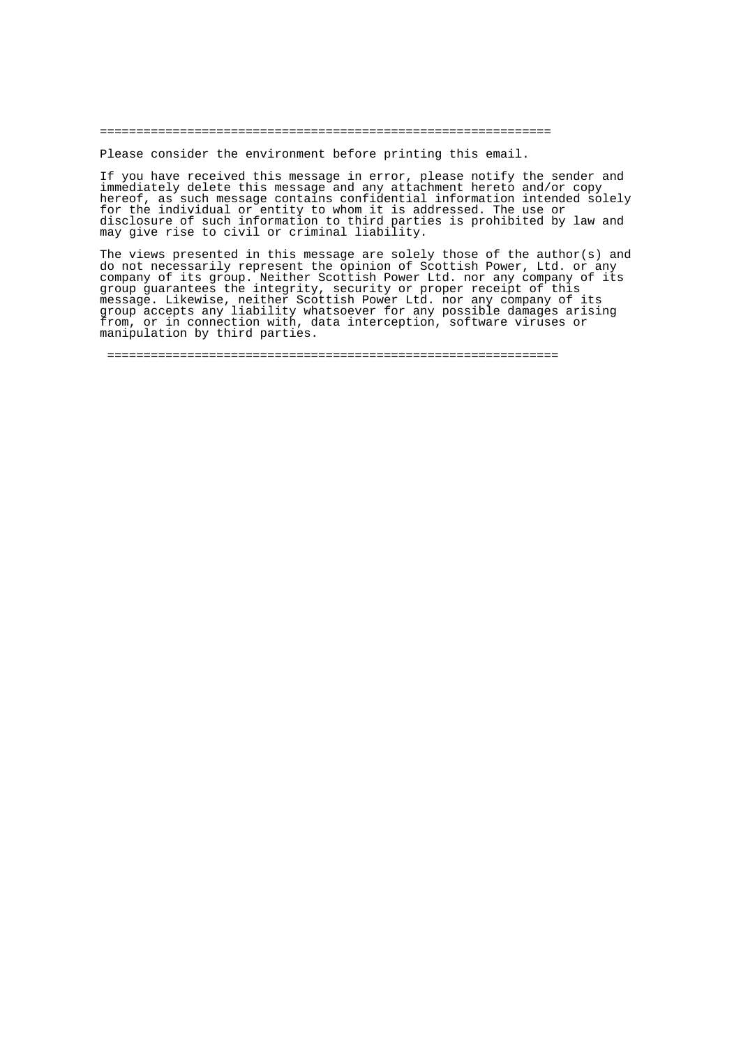==============================================================

Please consider the environment before printing this email.

If you have received this message in error, please notify the sender and immediately delete this message and any attachment hereto and/or copy hereof, as such message contains confidential information intended solely for the individual or entity to whom it is addressed. The use or disclosure of such information to third parties is prohibited by law and may give rise to civil or criminal liability.

The views presented in this message are solely those of the author(s) and do not necessarily represent the opinion of Scottish Power, Ltd. or any company of its group. Neither Scottish Power Ltd. nor any company of its group guarantees the integrity, security or proper receipt of this message. Likewise, neither Scottish Power Ltd. nor any company of its group accepts any liability whatsoever for any possible damages arising from, or in connection with, data interception, software viruses or manipulation by third parties.

==============================================================